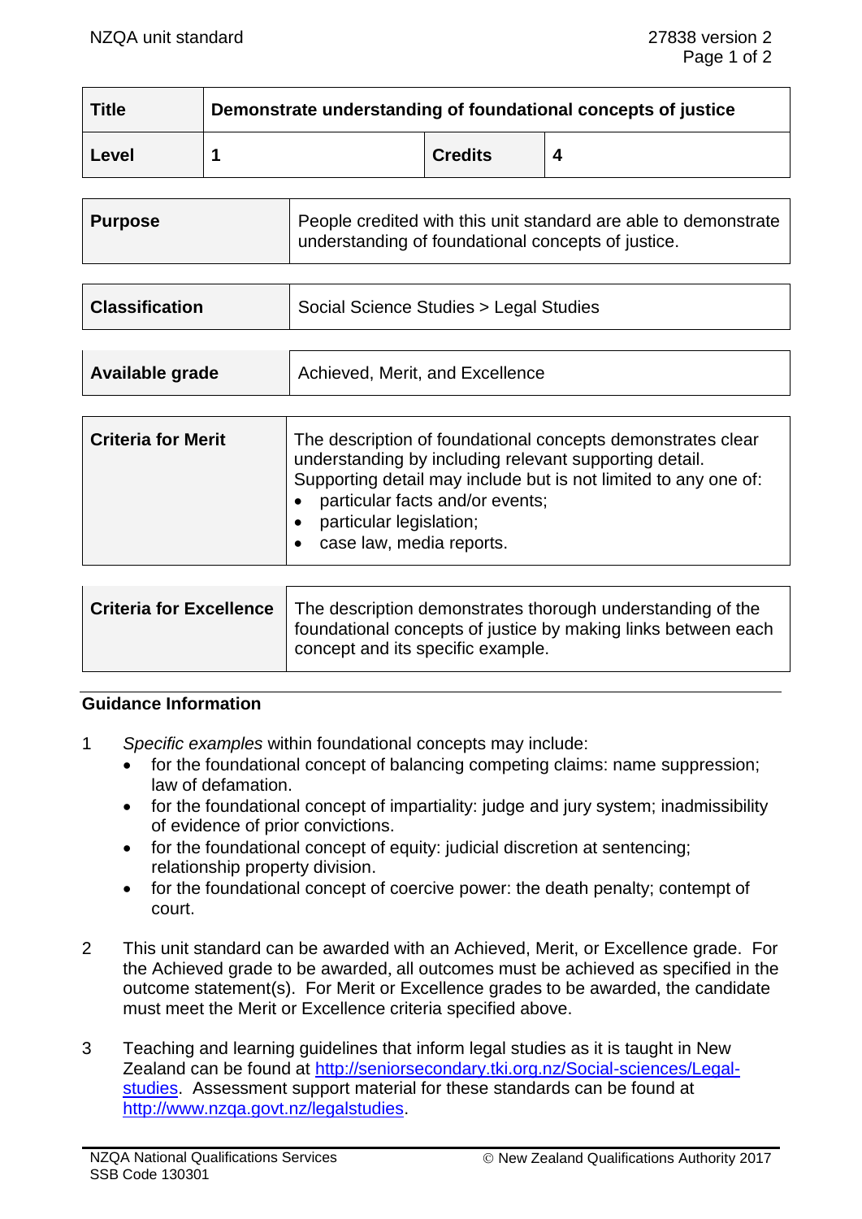| Title | Demonstrate understanding of foundational concepts of justice | | |
|---|---|---|---|
| Level | 1 | Credits | 4 |

| Purpose | People credited with this unit standard are able to demonstrate understanding of foundational concepts of justice. |
|---|---|

| Classification | Social Science Studies > Legal Studies |
|---|---|

| Available grade | Achieved, Merit, and Excellence |
|---|---|

| Criteria for Merit | The description of foundational concepts demonstrates clear understanding by including relevant supporting detail. Supporting detail may include but is not limited to any one of: <br>• particular facts and/or events; <br>• particular legislation; <br>• case law, media reports. |
|---|---|

| Criteria for Excellence | The description demonstrates thorough understanding of the foundational concepts of justice by making links between each concept and its specific example. |
|---|---|

## Guidance Information

1. *Specific examples* within foundational concepts may include:
   - for the foundational concept of balancing competing claims: name suppression; law of defamation.
   - for the foundational concept of impartiality: judge and jury system; inadmissibility of evidence of prior convictions.
   - for the foundational concept of equity: judicial discretion at sentencing; relationship property division.
   - for the foundational concept of coercive power: the death penalty; contempt of court.

2. This unit standard can be awarded with an Achieved, Merit, or Excellence grade. For the Achieved grade to be awarded, all outcomes must be achieved as specified in the outcome statement(s). For Merit or Excellence grades to be awarded, the candidate must meet the Merit or Excellence criteria specified above.

3. Teaching and learning guidelines that inform legal studies as it is taught in New Zealand can be found at http://seniorsecondary.tki.org.nz/Social-sciences/Legal-studies. Assessment support material for these standards can be found at http://www.nzqa.govt.nz/legalstudies.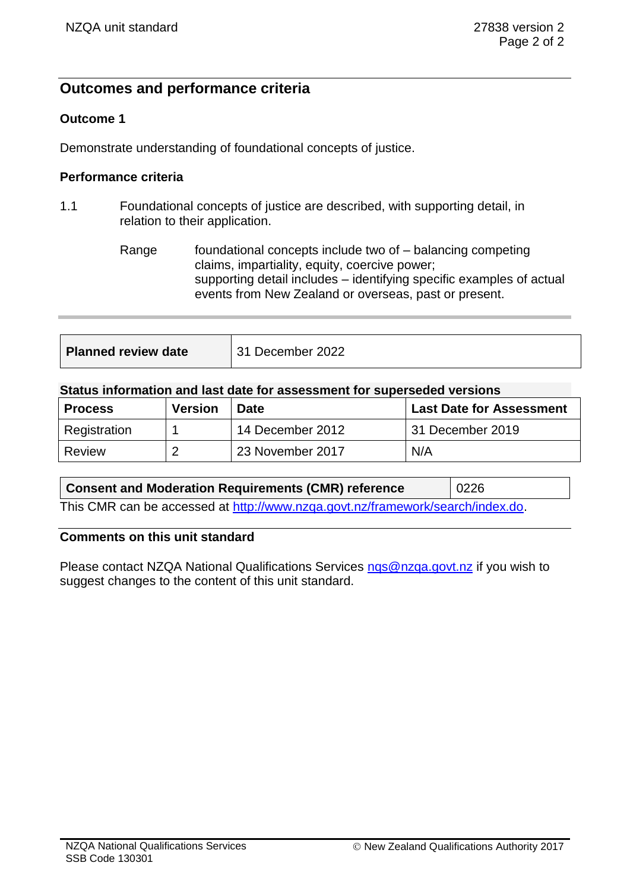## Outcomes and performance criteria

### Outcome 1

Demonstrate understanding of foundational concepts of justice.

#### Performance criteria

1.1 Foundational concepts of justice are described, with supporting detail, in relation to their application.

Range foundational concepts include two of – balancing competing claims, impartiality, equity, coercive power;
supporting detail includes – identifying specific examples of actual events from New Zealand or overseas, past or present.

| | |
|---|---|
| **Planned review date** | 31 December 2022 |

**Status information and last date for assessment for superseded versions**

| Process | Version | Date | Last Date for Assessment |
|---|---|---|---|
| Registration | 1 | 14 December 2012 | 31 December 2019 |
| Review | 2 | 23 November 2017 | N/A |

| | |
|---|---|
| **Consent and Moderation Requirements (CMR) reference** | 0226 |

This CMR can be accessed at http://www.nzqa.govt.nz/framework/search/index.do.

### Comments on this unit standard

Please contact NZQA National Qualifications Services nqs@nzqa.govt.nz if you wish to suggest changes to the content of this unit standard.